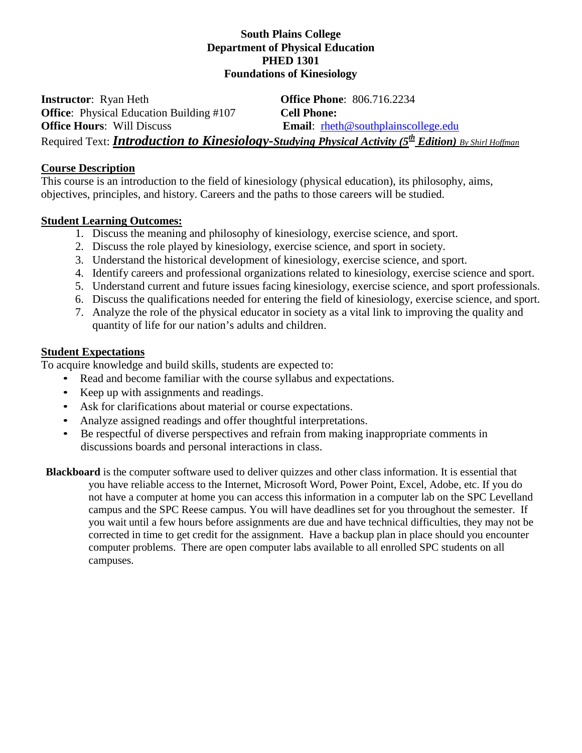# South Plains College
## Department of Physical Education
## PHED 1301
## Foundations of Kinesiology

**Instructor**: Ryan Heth
**Office Phone**: 806.716.2234
**Office**: Physical Education Building #107
**Cell Phone:**
**Office Hours**: Will Discuss
**Email**: rheth@southplainscollege.edu

Required Text: ***Introduction to Kinesiology-Studying Physical Activity (5th Edition)*** *By Shirl Hoffman*

## Course Description

This course is an introduction to the field of kinesiology (physical education), its philosophy, aims, objectives, principles, and history. Careers and the paths to those careers will be studied.

## Student Learning Outcomes:

1. Discuss the meaning and philosophy of kinesiology, exercise science, and sport.
2. Discuss the role played by kinesiology, exercise science, and sport in society.
3. Understand the historical development of kinesiology, exercise science, and sport.
4. Identify careers and professional organizations related to kinesiology, exercise science and sport.
5. Understand current and future issues facing kinesiology, exercise science, and sport professionals.
6. Discuss the qualifications needed for entering the field of kinesiology, exercise science, and sport.
7. Analyze the role of the physical educator in society as a vital link to improving the quality and quantity of life for our nation's adults and children.

## Student Expectations

To acquire knowledge and build skills, students are expected to:

- Read and become familiar with the course syllabus and expectations.
- Keep up with assignments and readings.
- Ask for clarifications about material or course expectations.
- Analyze assigned readings and offer thoughtful interpretations.
- Be respectful of diverse perspectives and refrain from making inappropriate comments in discussions boards and personal interactions in class.

**Blackboard** is the computer software used to deliver quizzes and other class information. It is essential that you have reliable access to the Internet, Microsoft Word, Power Point, Excel, Adobe, etc. If you do not have a computer at home you can access this information in a computer lab on the SPC Levelland campus and the SPC Reese campus. You will have deadlines set for you throughout the semester. If you wait until a few hours before assignments are due and have technical difficulties, they may not be corrected in time to get credit for the assignment. Have a backup plan in place should you encounter computer problems. There are open computer labs available to all enrolled SPC students on all campuses.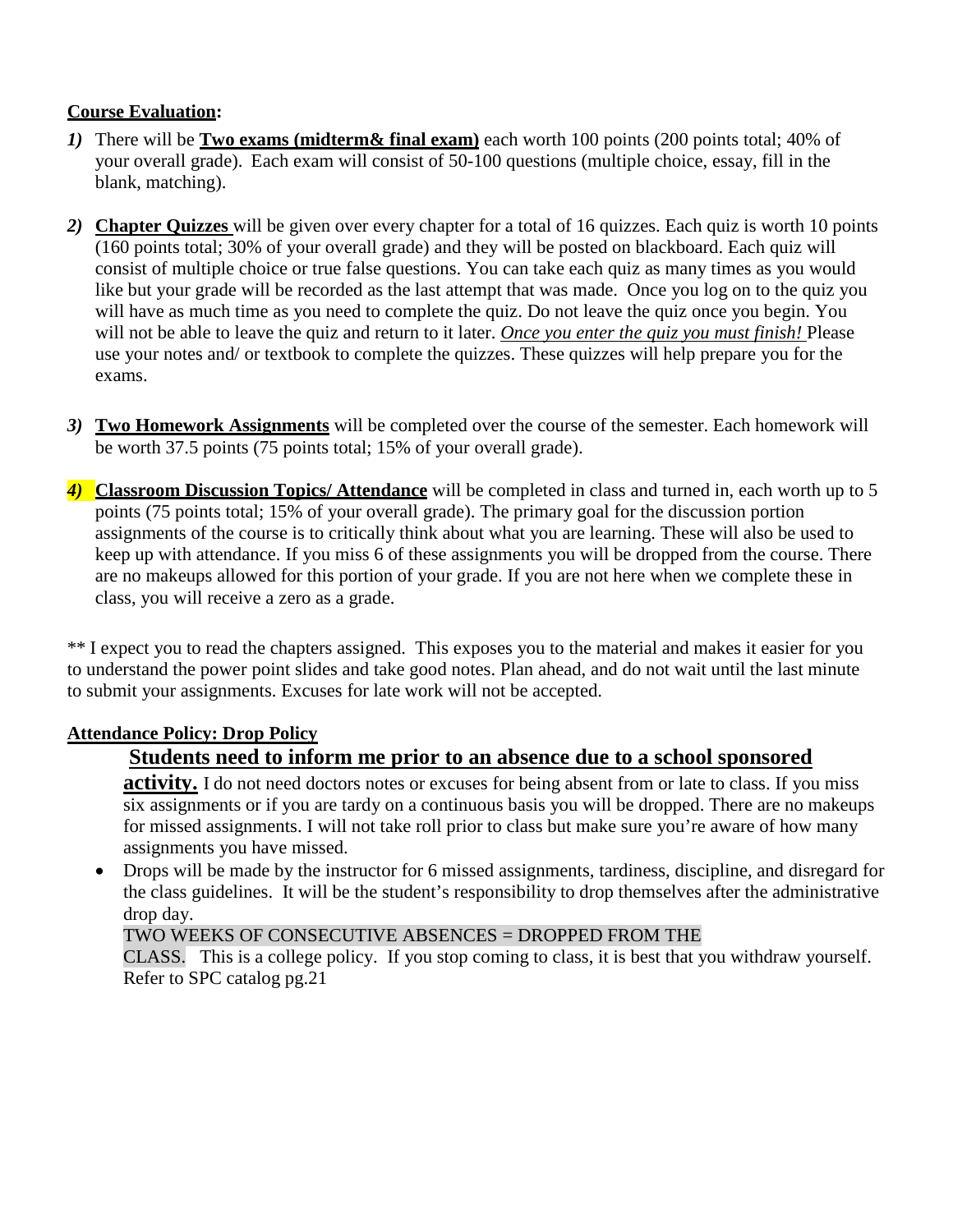**<u>Course Evaluation</u>:**

1) There will be **<u>Two exams (midterm& final exam)</u>** each worth 100 points (200 points total; 40% of your overall grade). Each exam will consist of 50-100 questions (multiple choice, essay, fill in the blank, matching).

2) **<u>Chapter Quizzes</u>** will be given over every chapter for a total of 16 quizzes. Each quiz is worth 10 points (160 points total; 30% of your overall grade) and they will be posted on blackboard. Each quiz will consist of multiple choice or true false questions. You can take each quiz as many times as you would like but your grade will be recorded as the last attempt that was made. Once you log on to the quiz you will have as much time as you need to complete the quiz. Do not leave the quiz once you begin. You will not be able to leave the quiz and return to it later. *<u>Once you enter the quiz you must finish!</u>* Please use your notes and/ or textbook to complete the quizzes. These quizzes will help prepare you for the exams.

3) **<u>Two Homework Assignments</u>** will be completed over the course of the semester. Each homework will be worth 37.5 points (75 points total; 15% of your overall grade).

4) **<u>Classroom Discussion Topics/ Attendance</u>** will be completed in class and turned in, each worth up to 5 points (75 points total; 15% of your overall grade). The primary goal for the discussion portion assignments of the course is to critically think about what you are learning. These will also be used to keep up with attendance. If you miss 6 of these assignments you will be dropped from the course. There are no makeups allowed for this portion of your grade. If you are not here when we complete these in class, you will receive a zero as a grade.

** I expect you to read the chapters assigned. This exposes you to the material and makes it easier for you to understand the power point slides and take good notes. Plan ahead, and do not wait until the last minute to submit your assignments. Excuses for late work will not be accepted.

**<u>Attendance Policy: Drop Policy</u>**

**<u>Students need to inform me prior to an absence due to a school sponsored activity.</u>** I do not need doctors notes or excuses for being absent from or late to class. If you miss six assignments or if you are tardy on a continuous basis you will be dropped. There are no makeups for missed assignments. I will not take roll prior to class but make sure you're aware of how many assignments you have missed.

- Drops will be made by the instructor for 6 missed assignments, tardiness, discipline, and disregard for the class guidelines. It will be the student's responsibility to drop themselves after the administrative drop day.

  TWO WEEKS OF CONSECUTIVE ABSENCES = DROPPED FROM THE CLASS. This is a college policy. If you stop coming to class, it is best that you withdraw yourself. Refer to SPC catalog pg.21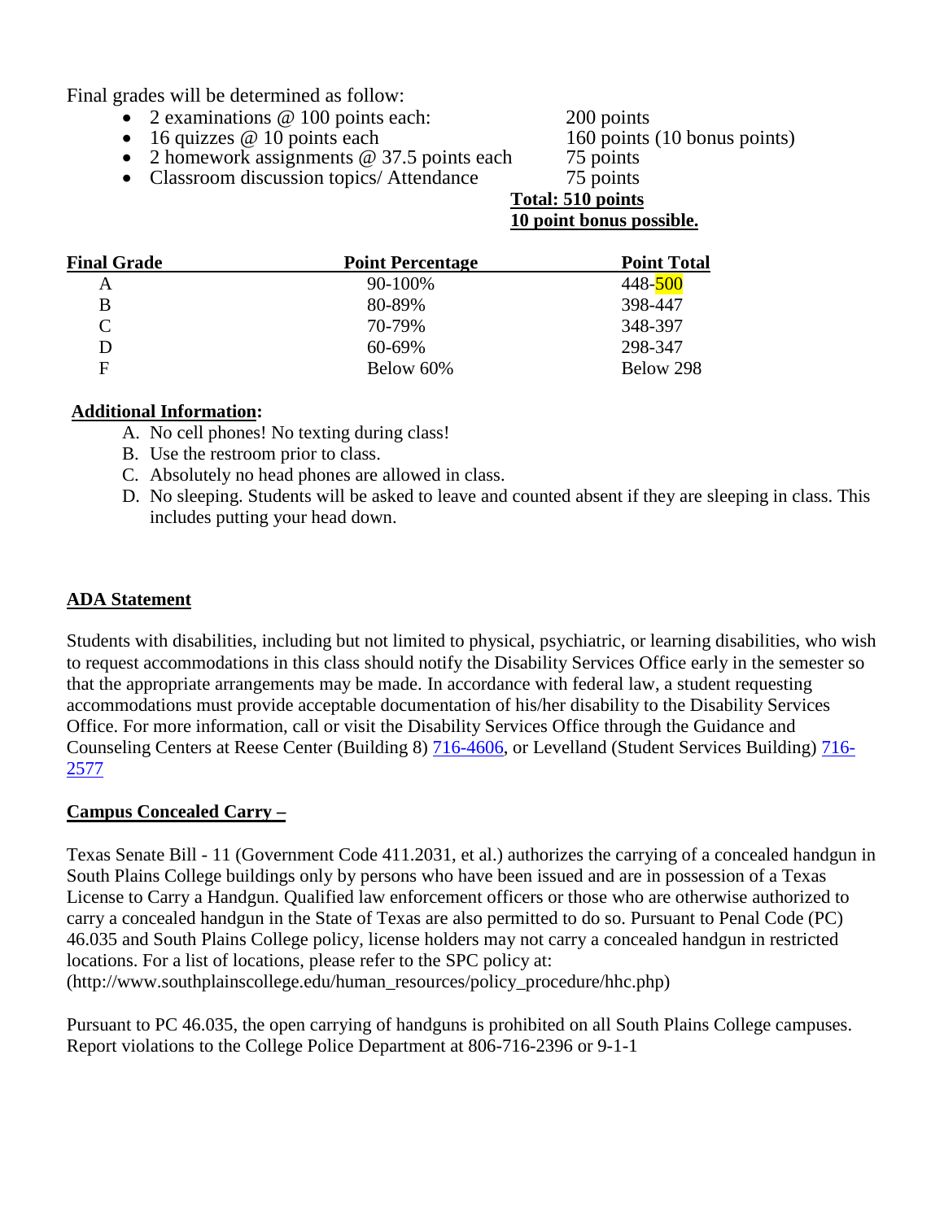Final grades will be determined as follow:

- 2 examinations @ 100 points each: 200 points
- 16 quizzes @ 10 points each 160 points (10 bonus points)
- 2 homework assignments @ 37.5 points each 75 points
- Classroom discussion topics/ Attendance 75 points

**Total: 510 points**

**10 point bonus possible.**

| Final Grade | Point Percentage | Point Total |
|---|---|---|
| A | 90-100% | 448-500 |
| B | 80-89% | 398-447 |
| C | 70-79% | 348-397 |
| D | 60-69% | 298-347 |
| F | Below 60% | Below 298 |

**Additional Information:**

A. No cell phones! No texting during class!
B. Use the restroom prior to class.
C. Absolutely no head phones are allowed in class.
D. No sleeping. Students will be asked to leave and counted absent if they are sleeping in class. This includes putting your head down.

## ADA Statement

Students with disabilities, including but not limited to physical, psychiatric, or learning disabilities, who wish to request accommodations in this class should notify the Disability Services Office early in the semester so that the appropriate arrangements may be made. In accordance with federal law, a student requesting accommodations must provide acceptable documentation of his/her disability to the Disability Services Office. For more information, call or visit the Disability Services Office through the Guidance and Counseling Centers at Reese Center (Building 8) 716-4606, or Levelland (Student Services Building) 716-2577

## Campus Concealed Carry –

Texas Senate Bill - 11 (Government Code 411.2031, et al.) authorizes the carrying of a concealed handgun in South Plains College buildings only by persons who have been issued and are in possession of a Texas License to Carry a Handgun. Qualified law enforcement officers or those who are otherwise authorized to carry a concealed handgun in the State of Texas are also permitted to do so. Pursuant to Penal Code (PC) 46.035 and South Plains College policy, license holders may not carry a concealed handgun in restricted locations. For a list of locations, please refer to the SPC policy at: (http://www.southplainscollege.edu/human_resources/policy_procedure/hhc.php)

Pursuant to PC 46.035, the open carrying of handguns is prohibited on all South Plains College campuses. Report violations to the College Police Department at 806-716-2396 or 9-1-1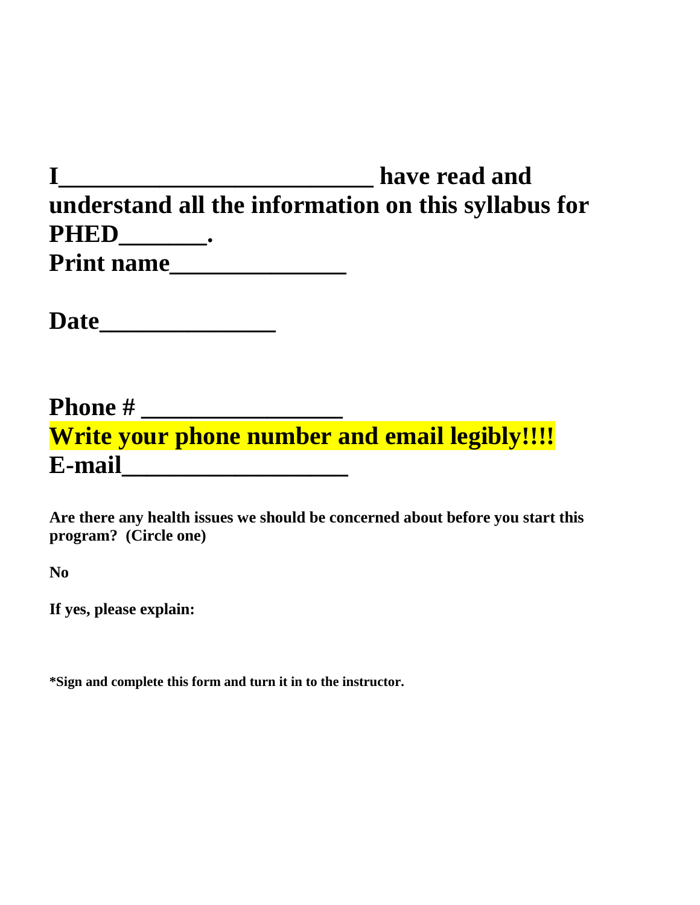**I\_\_\_\_\_\_\_\_\_\_\_\_\_\_\_\_\_\_\_\_\_\_\_\_\_\_ have read and understand all the information on this syllabus for PHED\_\_\_\_\_\_\_.**

**Print name\_\_\_\_\_\_\_\_\_\_\_\_\_\_**

**Date\_\_\_\_\_\_\_\_\_\_\_\_\_\_**

**Phone # \_\_\_\_\_\_\_\_\_\_\_\_\_\_\_\_**

**Write your phone number and email legibly!!!!**

**E-mail\_\_\_\_\_\_\_\_\_\_\_\_\_\_\_\_\_\_**

**Are there any health issues we should be concerned about before you start this program? (Circle one)**

**No**

**If yes, please explain:**

**\*Sign and complete this form and turn it in to the instructor.**